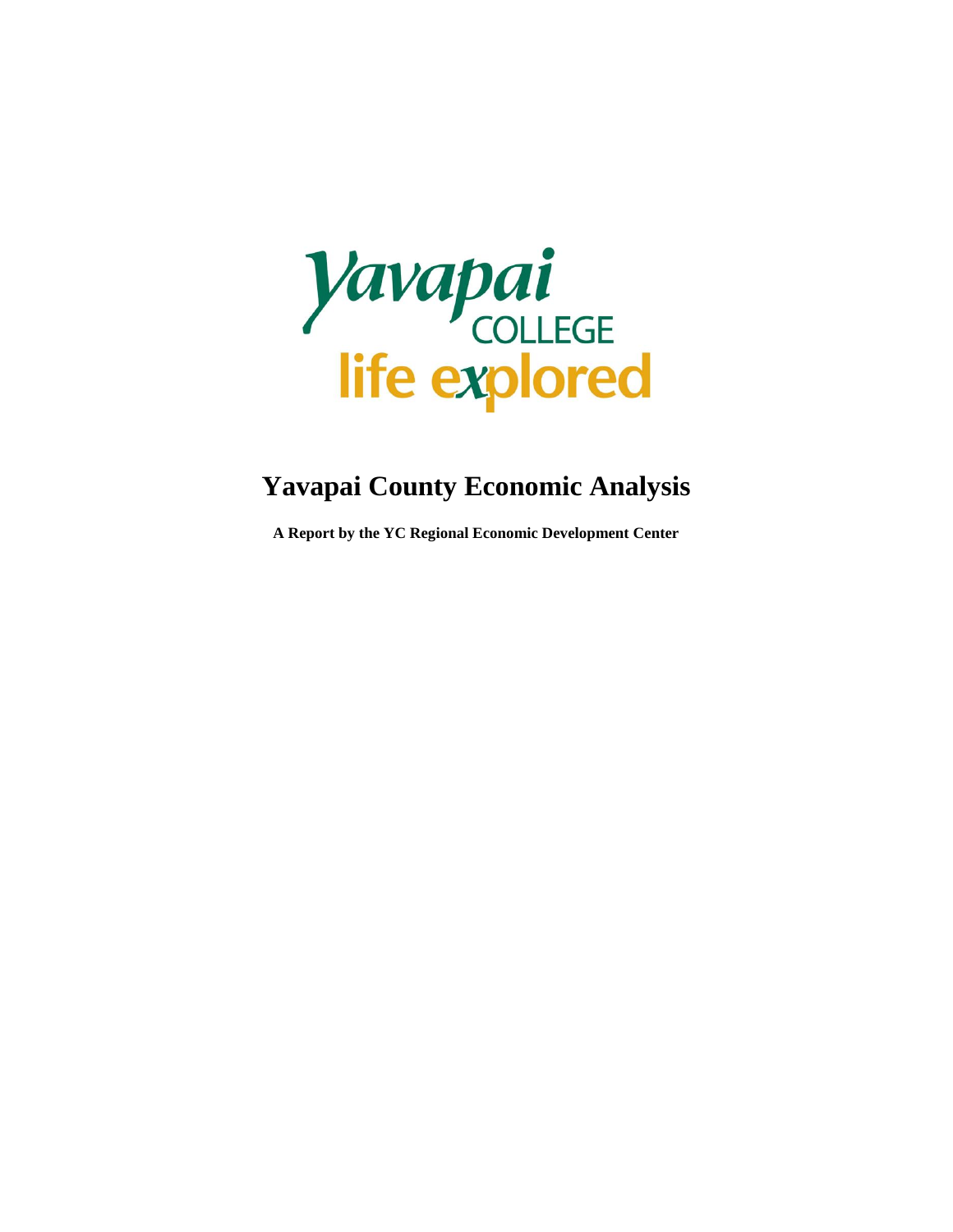Yavapai COLLEGE
life explored

# Yavapai County Economic Analysis

**A Report by the YC Regional Economic Development Center**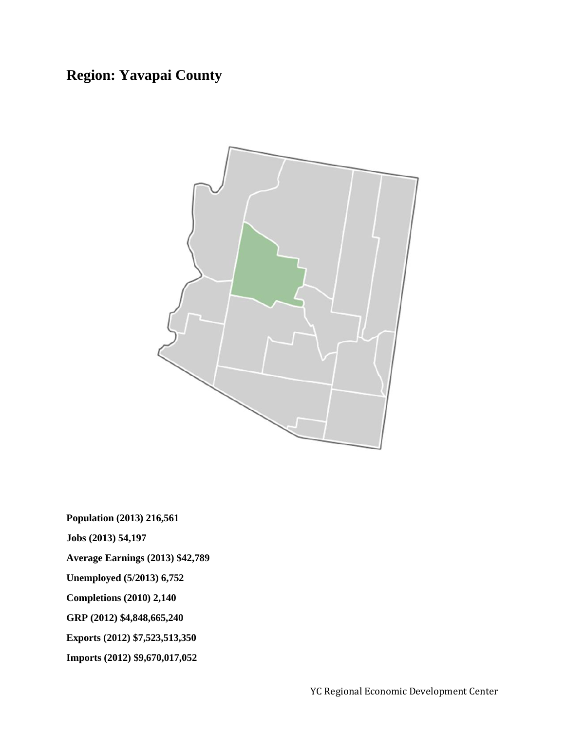# Region: Yavapai County

**Population (2013) 216,561**

**Jobs (2013) 54,197**

**Average Earnings (2013) $42,789**

**Unemployed (5/2013) 6,752**

**Completions (2010) 2,140**

**GRP (2012) $4,848,665,240**

**Exports (2012) $7,523,513,350**

**Imports (2012) $9,670,017,052**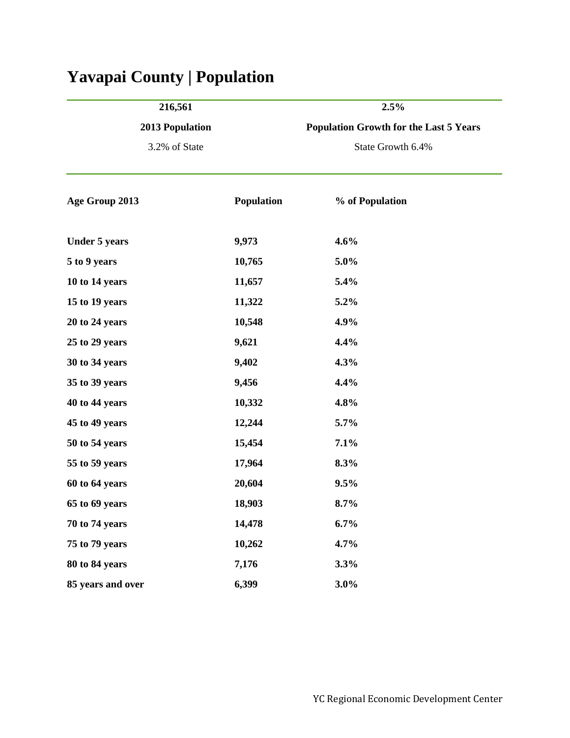# Yavapai County | Population

| **216,561** | **2.5%** |
| --- | --- |
| **2013 Population** | **Population Growth for the Last 5 Years** |
| 3.2% of State | State Growth 6.4% |

| Age Group 2013 | Population | % of Population |
| --- | --- | --- |
| **Under 5 years** | **9,973** | **4.6%** |
| **5 to 9 years** | **10,765** | **5.0%** |
| **10 to 14 years** | **11,657** | **5.4%** |
| **15 to 19 years** | **11,322** | **5.2%** |
| **20 to 24 years** | **10,548** | **4.9%** |
| **25 to 29 years** | **9,621** | **4.4%** |
| **30 to 34 years** | **9,402** | **4.3%** |
| **35 to 39 years** | **9,456** | **4.4%** |
| **40 to 44 years** | **10,332** | **4.8%** |
| **45 to 49 years** | **12,244** | **5.7%** |
| **50 to 54 years** | **15,454** | **7.1%** |
| **55 to 59 years** | **17,964** | **8.3%** |
| **60 to 64 years** | **20,604** | **9.5%** |
| **65 to 69 years** | **18,903** | **8.7%** |
| **70 to 74 years** | **14,478** | **6.7%** |
| **75 to 79 years** | **10,262** | **4.7%** |
| **80 to 84 years** | **7,176** | **3.3%** |
| **85 years and over** | **6,399** | **3.0%** |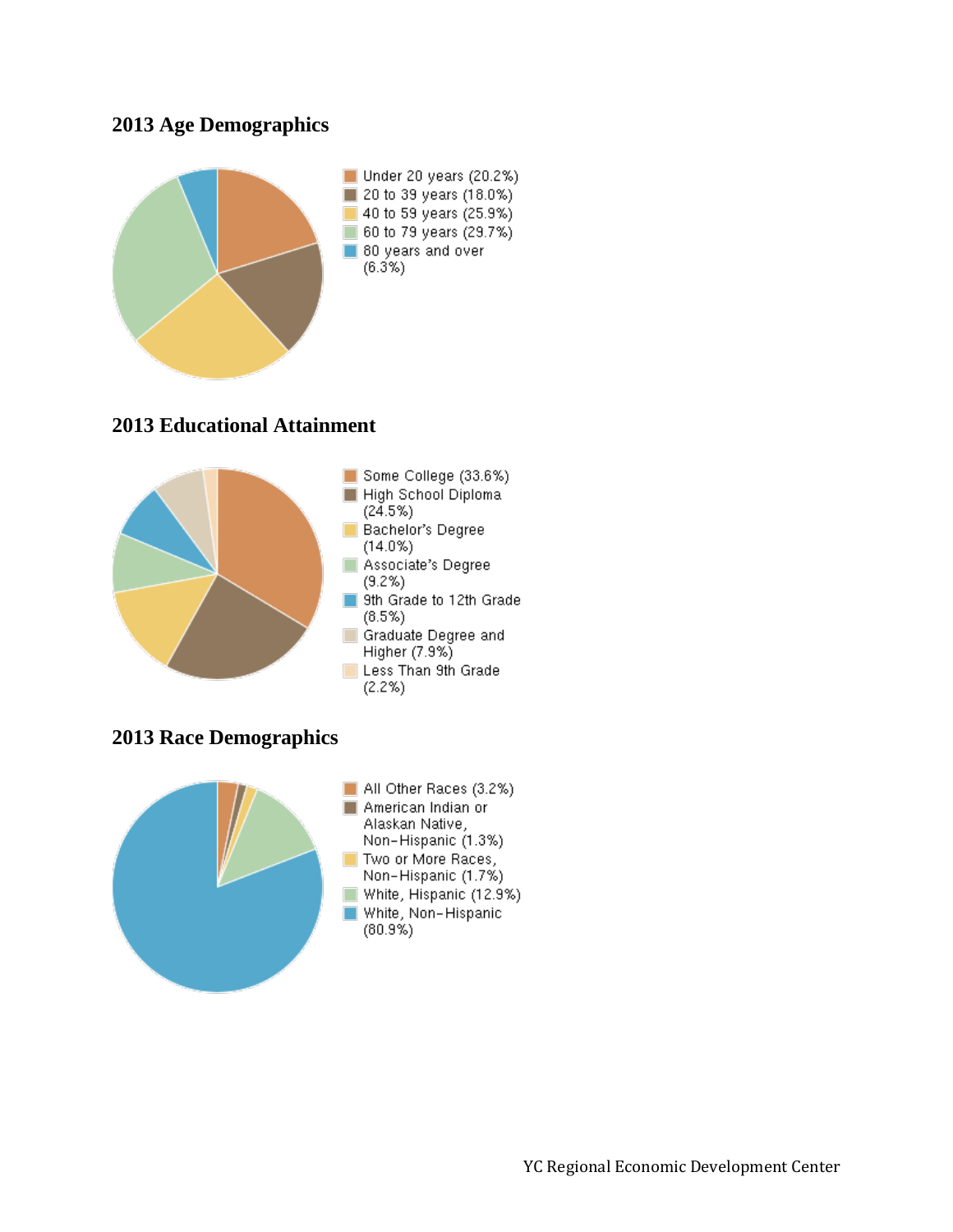## 2013 Age Demographics

- Under 20 years (20.2%)
- 20 to 39 years (18.0%)
- 40 to 59 years (25.9%)
- 60 to 79 years (29.7%)
- 80 years and over (6.3%)

## 2013 Educational Attainment

- Some College (33.6%)
- High School Diploma (24.5%)
- Bachelor's Degree (14.0%)
- Associate's Degree (9.2%)
- 9th Grade to 12th Grade (8.5%)
- Graduate Degree and Higher (7.9%)
- Less Than 9th Grade (2.2%)

## 2013 Race Demographics

- All Other Races (3.2%)
- American Indian or Alaskan Native, Non-Hispanic (1.3%)
- Two or More Races, Non-Hispanic (1.7%)
- White, Hispanic (12.9%)
- White, Non-Hispanic (80.9%)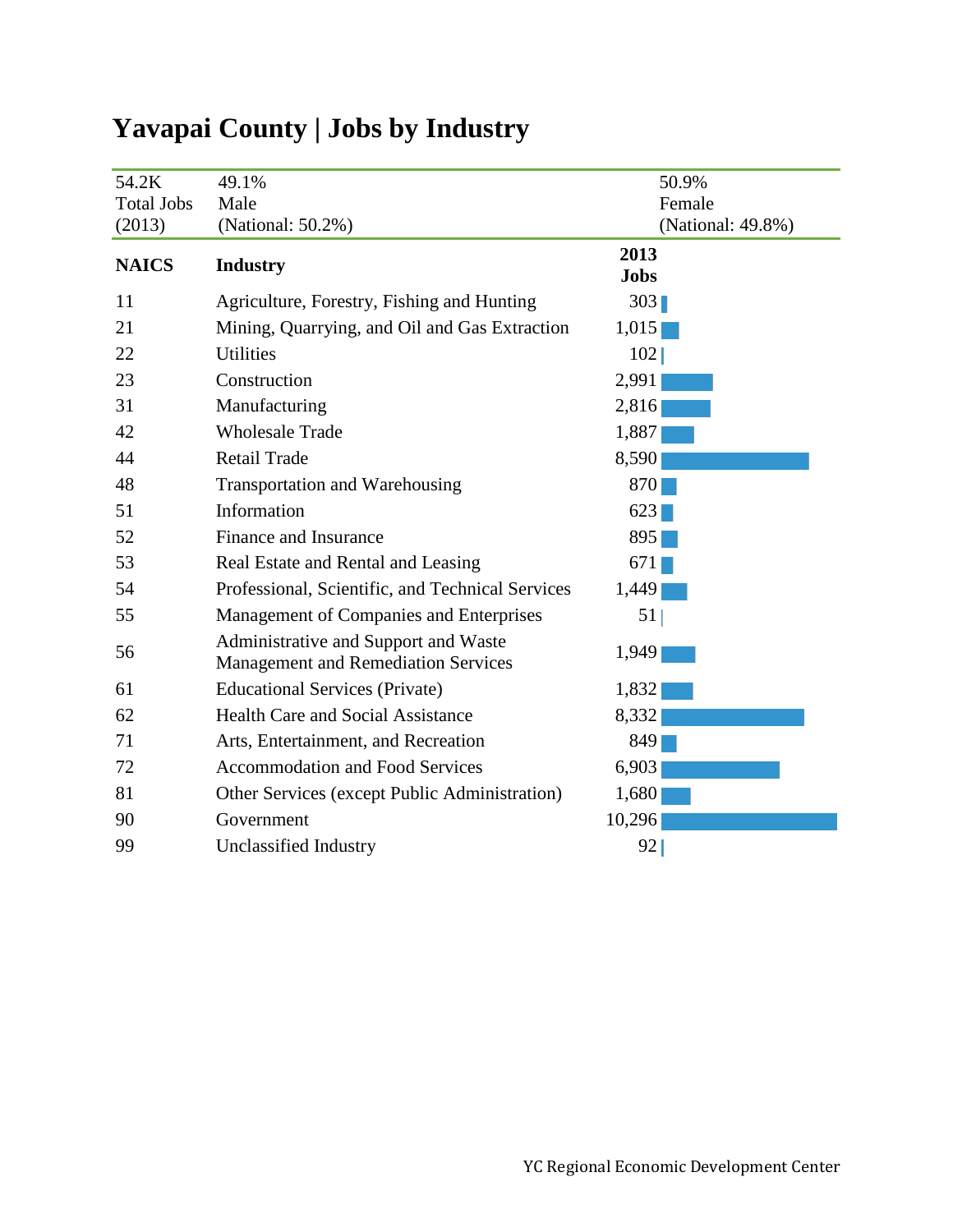# Yavapai County | Jobs by Industry

| 54.2K Total Jobs (2013) | 49.1% Male (National: 50.2%) | 50.9% Female (National: 49.8%) |
|---|---|---|

| NAICS | Industry | 2013 Jobs |
|---|---|---|
| 11 | Agriculture, Forestry, Fishing and Hunting | 303 |
| 21 | Mining, Quarrying, and Oil and Gas Extraction | 1,015 |
| 22 | Utilities | 102 |
| 23 | Construction | 2,991 |
| 31 | Manufacturing | 2,816 |
| 42 | Wholesale Trade | 1,887 |
| 44 | Retail Trade | 8,590 |
| 48 | Transportation and Warehousing | 870 |
| 51 | Information | 623 |
| 52 | Finance and Insurance | 895 |
| 53 | Real Estate and Rental and Leasing | 671 |
| 54 | Professional, Scientific, and Technical Services | 1,449 |
| 55 | Management of Companies and Enterprises | 51 |
| 56 | Administrative and Support and Waste Management and Remediation Services | 1,949 |
| 61 | Educational Services (Private) | 1,832 |
| 62 | Health Care and Social Assistance | 8,332 |
| 71 | Arts, Entertainment, and Recreation | 849 |
| 72 | Accommodation and Food Services | 6,903 |
| 81 | Other Services (except Public Administration) | 1,680 |
| 90 | Government | 10,296 |
| 99 | Unclassified Industry | 92 |

YC Regional Economic Development Center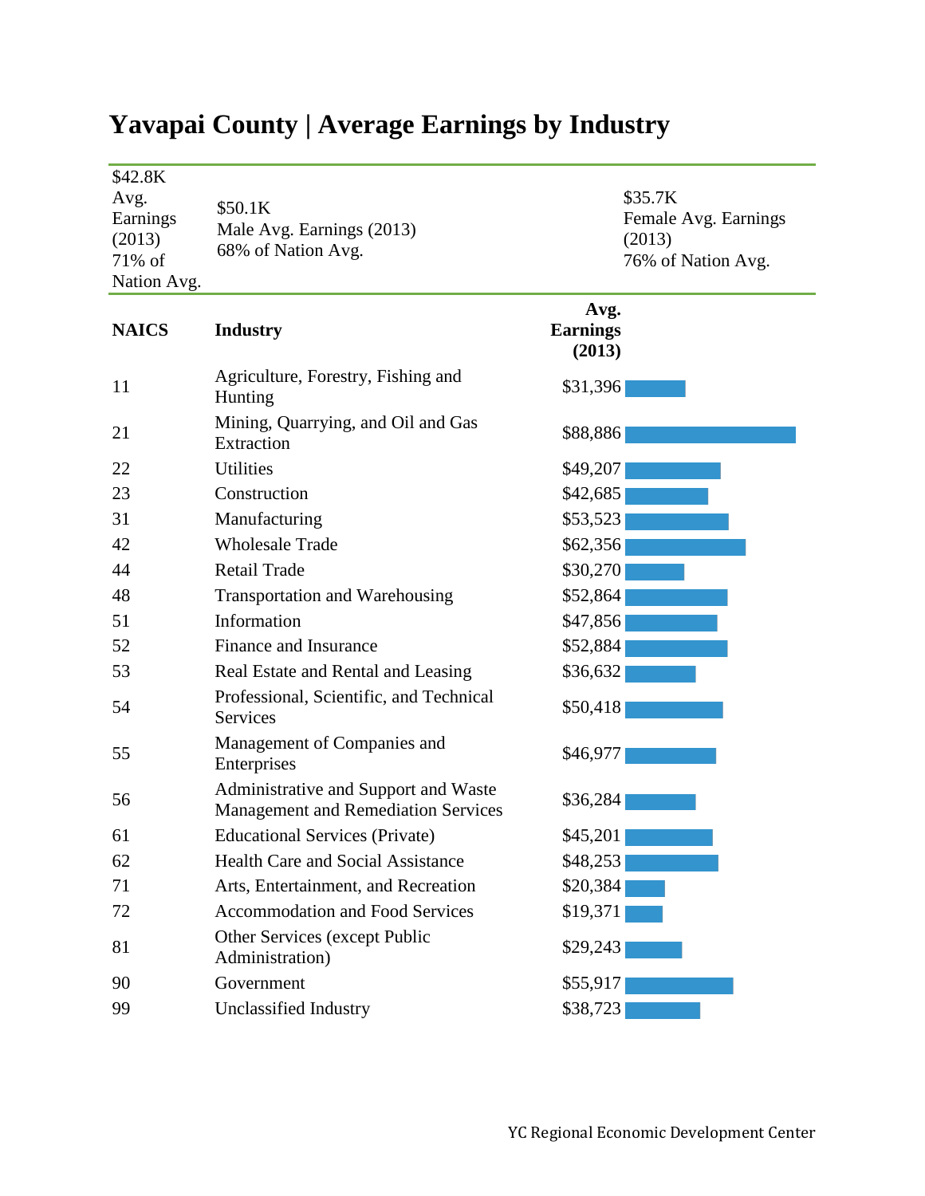# Yavapai County | Average Earnings by Industry

| $42.8K Avg. Earnings (2013) 71% of Nation Avg. | $50.1K Male Avg. Earnings (2013) 68% of Nation Avg. | $35.7K Female Avg. Earnings (2013) 76% of Nation Avg. |
|---|---|---|

| NAICS | Industry | Avg. Earnings (2013) |
|---|---|---|
| 11 | Agriculture, Forestry, Fishing and Hunting | $31,396 |
| 21 | Mining, Quarrying, and Oil and Gas Extraction | $88,886 |
| 22 | Utilities | $49,207 |
| 23 | Construction | $42,685 |
| 31 | Manufacturing | $53,523 |
| 42 | Wholesale Trade | $62,356 |
| 44 | Retail Trade | $30,270 |
| 48 | Transportation and Warehousing | $52,864 |
| 51 | Information | $47,856 |
| 52 | Finance and Insurance | $52,884 |
| 53 | Real Estate and Rental and Leasing | $36,632 |
| 54 | Professional, Scientific, and Technical Services | $50,418 |
| 55 | Management of Companies and Enterprises | $46,977 |
| 56 | Administrative and Support and Waste Management and Remediation Services | $36,284 |
| 61 | Educational Services (Private) | $45,201 |
| 62 | Health Care and Social Assistance | $48,253 |
| 71 | Arts, Entertainment, and Recreation | $20,384 |
| 72 | Accommodation and Food Services | $19,371 |
| 81 | Other Services (except Public Administration) | $29,243 |
| 90 | Government | $55,917 |
| 99 | Unclassified Industry | $38,723 |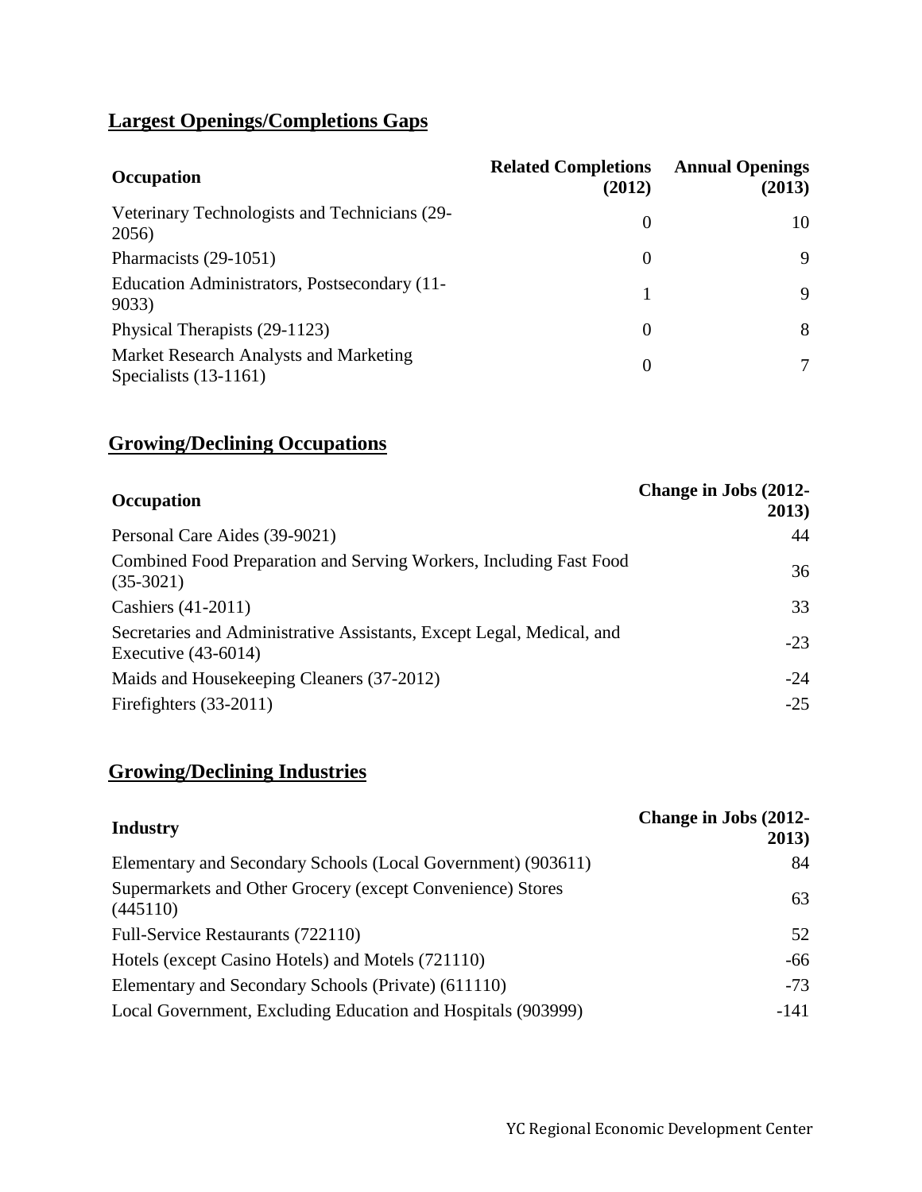## Largest Openings/Completions Gaps

| Occupation | Related Completions (2012) | Annual Openings (2013) |
|---|---|---|
| Veterinary Technologists and Technicians (29-2056) | 0 | 10 |
| Pharmacists (29-1051) | 0 | 9 |
| Education Administrators, Postsecondary (11-9033) | 1 | 9 |
| Physical Therapists (29-1123) | 0 | 8 |
| Market Research Analysts and Marketing Specialists (13-1161) | 0 | 7 |

## Growing/Declining Occupations

| Occupation | Change in Jobs (2012-2013) |
|---|---|
| Personal Care Aides (39-9021) | 44 |
| Combined Food Preparation and Serving Workers, Including Fast Food (35-3021) | 36 |
| Cashiers (41-2011) | 33 |
| Secretaries and Administrative Assistants, Except Legal, Medical, and Executive (43-6014) | -23 |
| Maids and Housekeeping Cleaners (37-2012) | -24 |
| Firefighters (33-2011) | -25 |

## Growing/Declining Industries

| Industry | Change in Jobs (2012-2013) |
|---|---|
| Elementary and Secondary Schools (Local Government) (903611) | 84 |
| Supermarkets and Other Grocery (except Convenience) Stores (445110) | 63 |
| Full-Service Restaurants (722110) | 52 |
| Hotels (except Casino Hotels) and Motels (721110) | -66 |
| Elementary and Secondary Schools (Private) (611110) | -73 |
| Local Government, Excluding Education and Hospitals (903999) | -141 |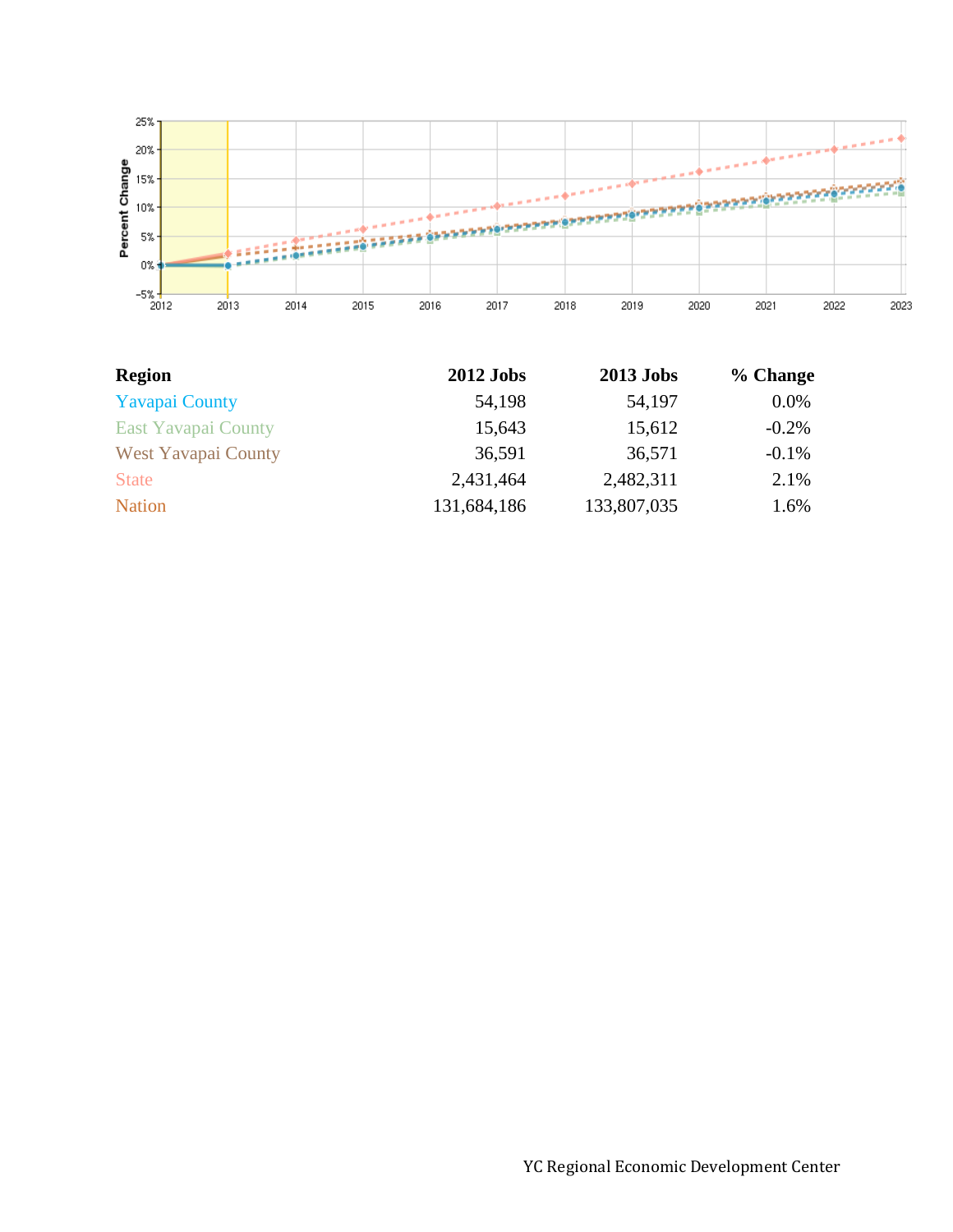| Region | 2012 Jobs | 2013 Jobs | % Change |
|---|---|---|---|
| Yavapai County | 54,198 | 54,197 | 0.0% |
| East Yavapai County | 15,643 | 15,612 | -0.2% |
| West Yavapai County | 36,591 | 36,571 | -0.1% |
| State | 2,431,464 | 2,482,311 | 2.1% |
| Nation | 131,684,186 | 133,807,035 | 1.6% |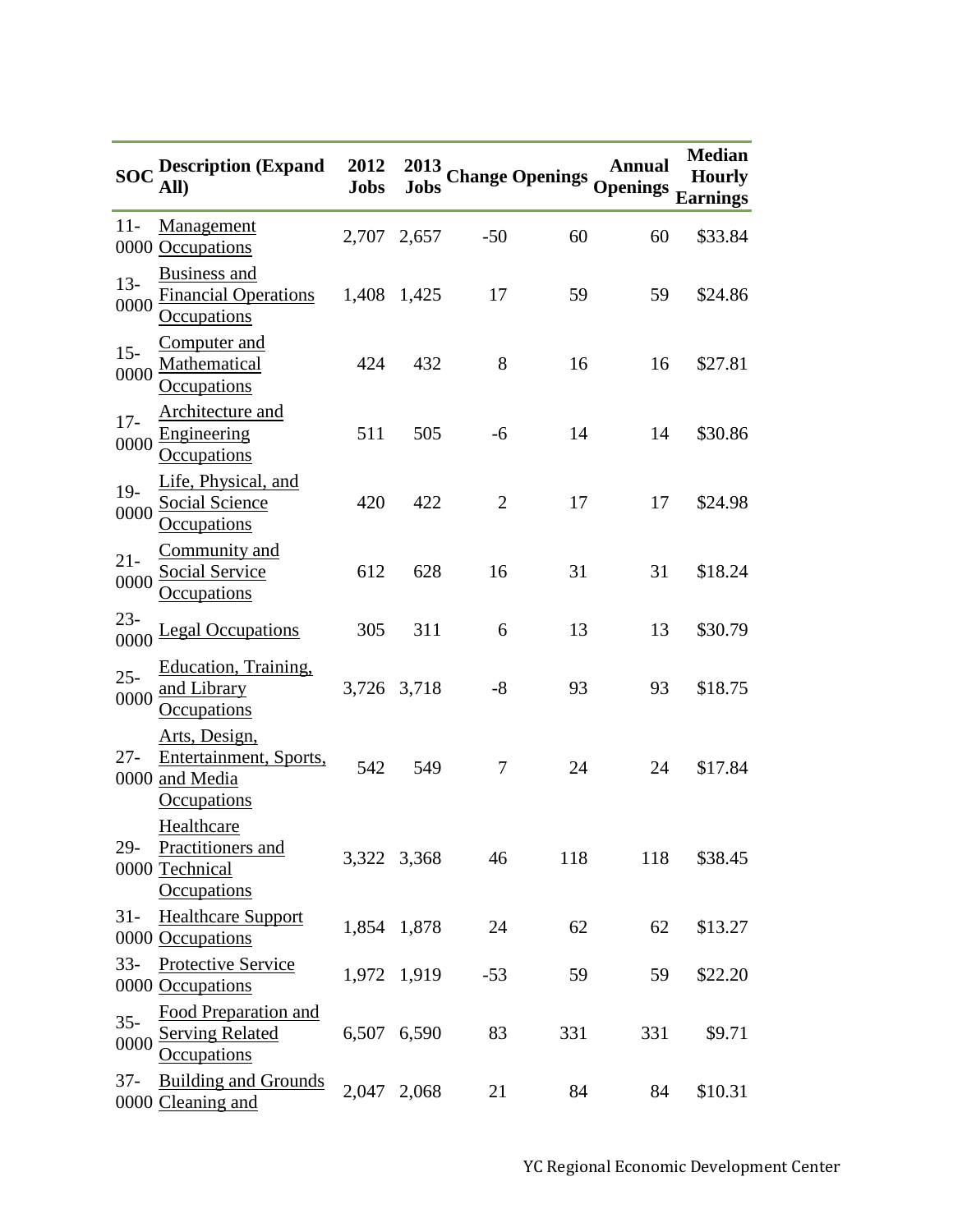| SOC | Description (Expand All) | 2012 Jobs | 2013 Jobs | Change | Openings | Annual Openings | Median Hourly Earnings |
|---|---|---|---|---|---|---|---|
| 11-0000 | Management Occupations | 2,707 | 2,657 | -50 | 60 | 60 | $33.84 |
| 13-0000 | Business and Financial Operations Occupations | 1,408 | 1,425 | 17 | 59 | 59 | $24.86 |
| 15-0000 | Computer and Mathematical Occupations | 424 | 432 | 8 | 16 | 16 | $27.81 |
| 17-0000 | Architecture and Engineering Occupations | 511 | 505 | -6 | 14 | 14 | $30.86 |
| 19-0000 | Life, Physical, and Social Science Occupations | 420 | 422 | 2 | 17 | 17 | $24.98 |
| 21-0000 | Community and Social Service Occupations | 612 | 628 | 16 | 31 | 31 | $18.24 |
| 23-0000 | Legal Occupations | 305 | 311 | 6 | 13 | 13 | $30.79 |
| 25-0000 | Education, Training, and Library Occupations | 3,726 | 3,718 | -8 | 93 | 93 | $18.75 |
| 27-0000 | Arts, Design, Entertainment, Sports, and Media Occupations | 542 | 549 | 7 | 24 | 24 | $17.84 |
| 29-0000 | Healthcare Practitioners and Technical Occupations | 3,322 | 3,368 | 46 | 118 | 118 | $38.45 |
| 31-0000 | Healthcare Support Occupations | 1,854 | 1,878 | 24 | 62 | 62 | $13.27 |
| 33-0000 | Protective Service Occupations | 1,972 | 1,919 | -53 | 59 | 59 | $22.20 |
| 35-0000 | Food Preparation and Serving Related Occupations | 6,507 | 6,590 | 83 | 331 | 331 | $9.71 |
| 37-0000 | Building and Grounds Cleaning and | 2,047 | 2,068 | 21 | 84 | 84 | $10.31 |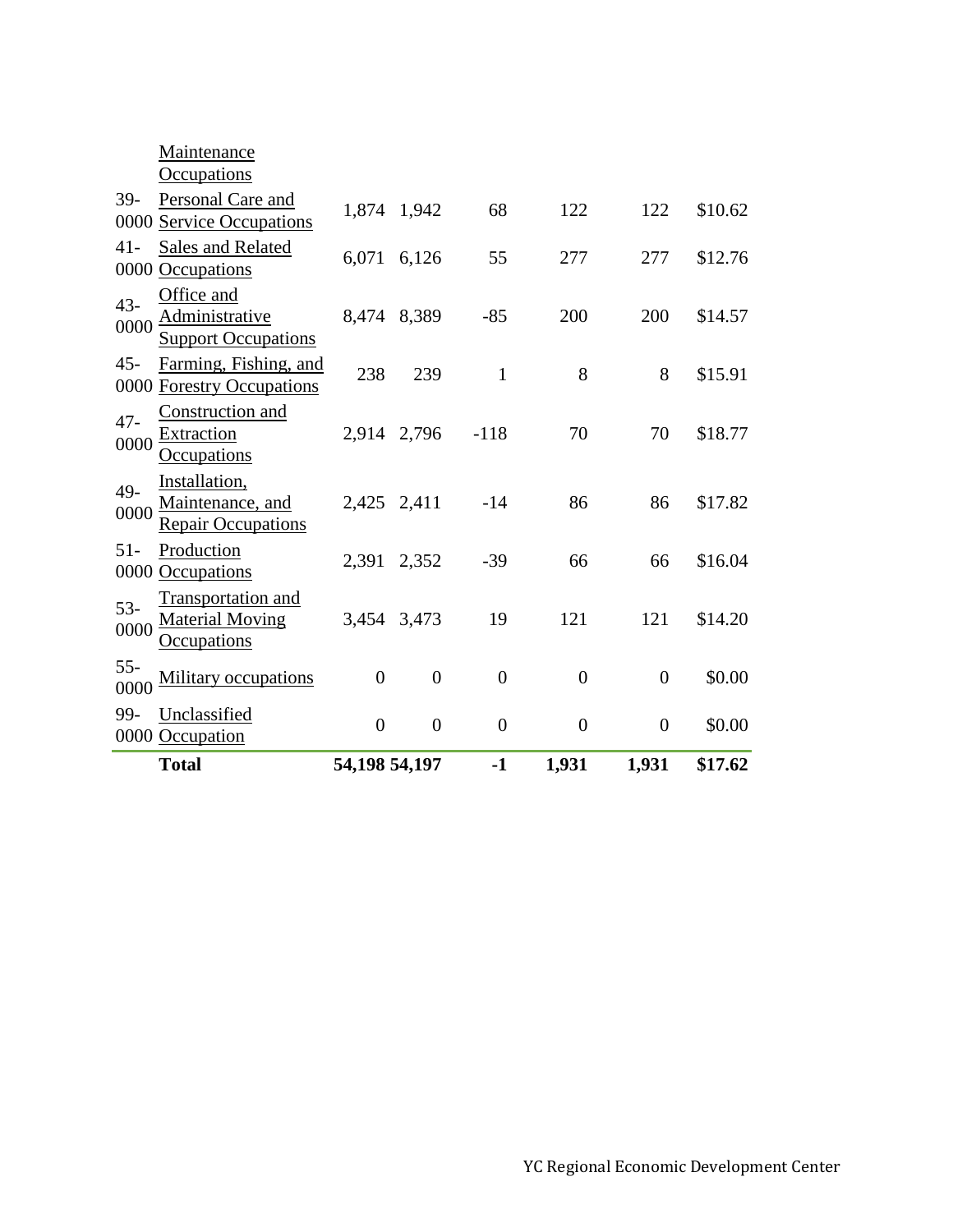| | | | | | | | |
|---|---|---|---|---|---|---|---|
| | Maintenance Occupations | | | | | | |
| 39-0000 | Personal Care and Service Occupations | 1,874 | 1,942 | 68 | 122 | 122 | $10.62 |
| 41-0000 | Sales and Related Occupations | 6,071 | 6,126 | 55 | 277 | 277 | $12.76 |
| 43-0000 | Office and Administrative Support Occupations | 8,474 | 8,389 | -85 | 200 | 200 | $14.57 |
| 45-0000 | Farming, Fishing, and Forestry Occupations | 238 | 239 | 1 | 8 | 8 | $15.91 |
| 47-0000 | Construction and Extraction Occupations | 2,914 | 2,796 | -118 | 70 | 70 | $18.77 |
| 49-0000 | Installation, Maintenance, and Repair Occupations | 2,425 | 2,411 | -14 | 86 | 86 | $17.82 |
| 51-0000 | Production Occupations | 2,391 | 2,352 | -39 | 66 | 66 | $16.04 |
| 53-0000 | Transportation and Material Moving Occupations | 3,454 | 3,473 | 19 | 121 | 121 | $14.20 |
| 55-0000 | Military occupations | 0 | 0 | 0 | 0 | 0 | $0.00 |
| 99-0000 | Unclassified Occupation | 0 | 0 | 0 | 0 | 0 | $0.00 |
| | **Total** | **54,198** | **54,197** | **-1** | **1,931** | **1,931** | **$17.62** |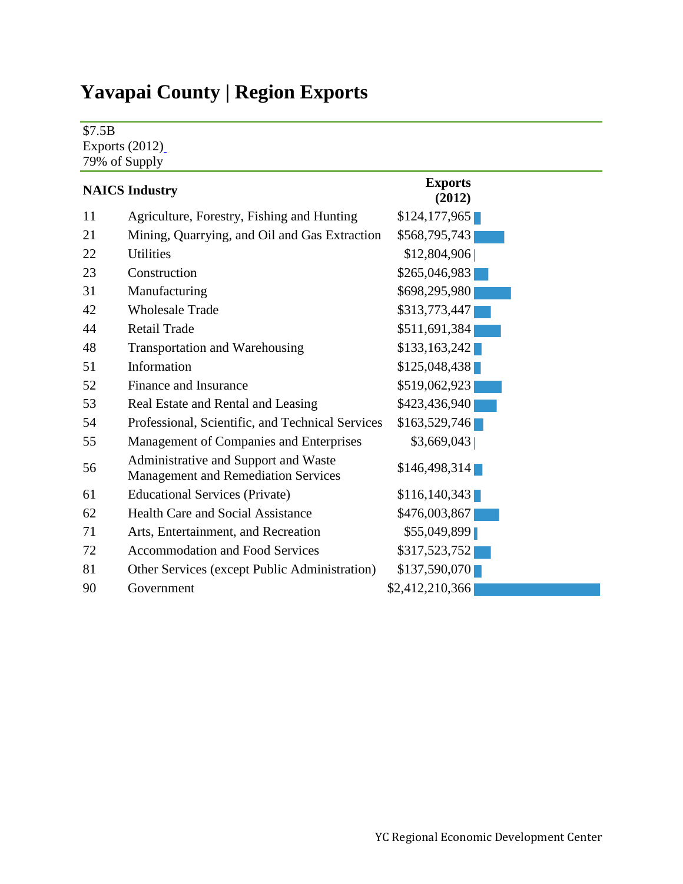# Yavapai County | Region Exports

$7.5B
Exports (2012)
79% of Supply

| NAICS | Industry | Exports (2012) |
|---|---|---|
| 11 | Agriculture, Forestry, Fishing and Hunting | $124,177,965 |
| 21 | Mining, Quarrying, and Oil and Gas Extraction | $568,795,743 |
| 22 | Utilities | $12,804,906 |
| 23 | Construction | $265,046,983 |
| 31 | Manufacturing | $698,295,980 |
| 42 | Wholesale Trade | $313,773,447 |
| 44 | Retail Trade | $511,691,384 |
| 48 | Transportation and Warehousing | $133,163,242 |
| 51 | Information | $125,048,438 |
| 52 | Finance and Insurance | $519,062,923 |
| 53 | Real Estate and Rental and Leasing | $423,436,940 |
| 54 | Professional, Scientific, and Technical Services | $163,529,746 |
| 55 | Management of Companies and Enterprises | $3,669,043 |
| 56 | Administrative and Support and Waste Management and Remediation Services | $146,498,314 |
| 61 | Educational Services (Private) | $116,140,343 |
| 62 | Health Care and Social Assistance | $476,003,867 |
| 71 | Arts, Entertainment, and Recreation | $55,049,899 |
| 72 | Accommodation and Food Services | $317,523,752 |
| 81 | Other Services (except Public Administration) | $137,590,070 |
| 90 | Government | $2,412,210,366 |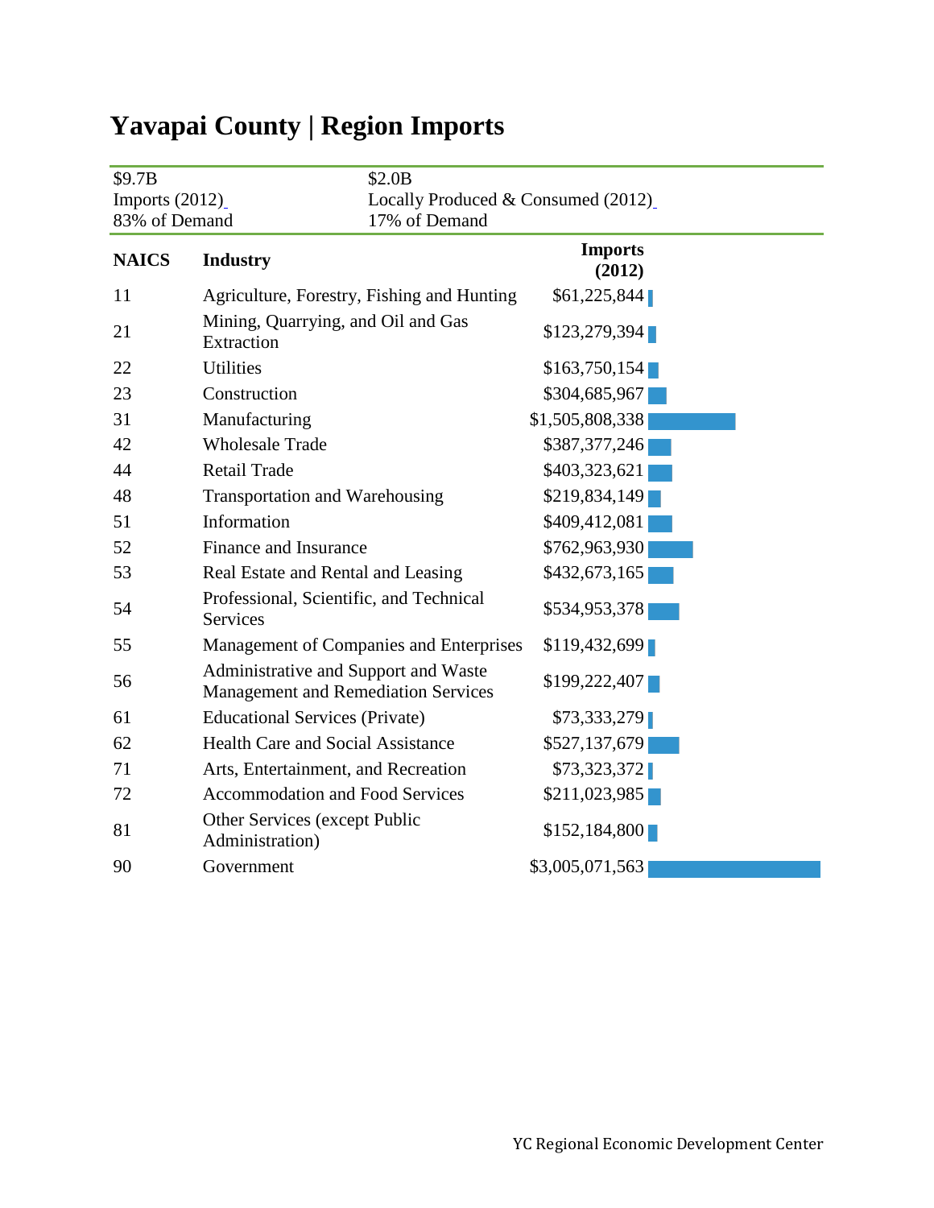# Yavapai County | Region Imports

| $9.7B | $2.0B |
|---|---|
| Imports (2012) | Locally Produced & Consumed (2012) |
| 83% of Demand | 17% of Demand |

| NAICS | Industry | Imports (2012) |
|---|---|---|
| 11 | Agriculture, Forestry, Fishing and Hunting | $61,225,844 |
| 21 | Mining, Quarrying, and Oil and Gas Extraction | $123,279,394 |
| 22 | Utilities | $163,750,154 |
| 23 | Construction | $304,685,967 |
| 31 | Manufacturing | $1,505,808,338 |
| 42 | Wholesale Trade | $387,377,246 |
| 44 | Retail Trade | $403,323,621 |
| 48 | Transportation and Warehousing | $219,834,149 |
| 51 | Information | $409,412,081 |
| 52 | Finance and Insurance | $762,963,930 |
| 53 | Real Estate and Rental and Leasing | $432,673,165 |
| 54 | Professional, Scientific, and Technical Services | $534,953,378 |
| 55 | Management of Companies and Enterprises | $119,432,699 |
| 56 | Administrative and Support and Waste Management and Remediation Services | $199,222,407 |
| 61 | Educational Services (Private) | $73,333,279 |
| 62 | Health Care and Social Assistance | $527,137,679 |
| 71 | Arts, Entertainment, and Recreation | $73,323,372 |
| 72 | Accommodation and Food Services | $211,023,985 |
| 81 | Other Services (except Public Administration) | $152,184,800 |
| 90 | Government | $3,005,071,563 |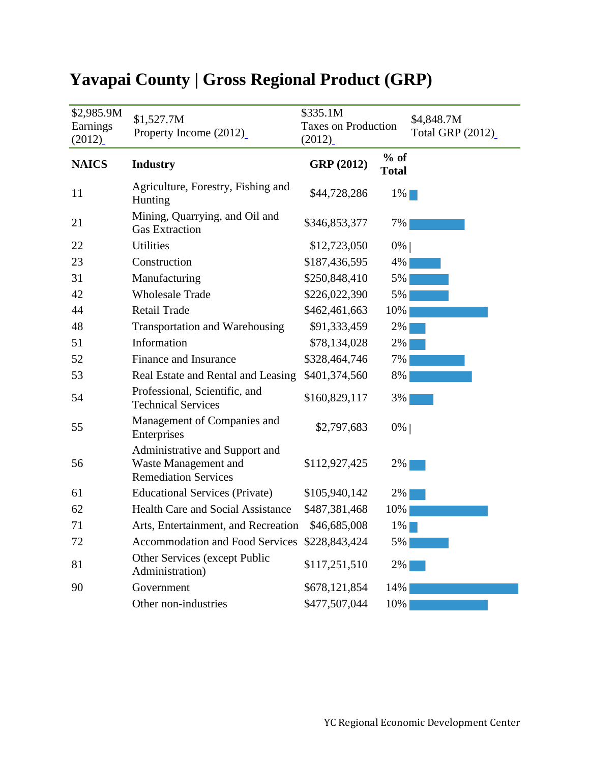# Yavapai County | Gross Regional Product (GRP)

| $2,985.9M Earnings (2012) | $1,527.7M Property Income (2012) | $335.1M Taxes on Production (2012) | $4,848.7M Total GRP (2012) |
|---|---|---|---|

| NAICS | Industry | GRP (2012) | % of Total |
|---|---|---|---|
| 11 | Agriculture, Forestry, Fishing and Hunting | $44,728,286 | 1% |
| 21 | Mining, Quarrying, and Oil and Gas Extraction | $346,853,377 | 7% |
| 22 | Utilities | $12,723,050 | 0% |
| 23 | Construction | $187,436,595 | 4% |
| 31 | Manufacturing | $250,848,410 | 5% |
| 42 | Wholesale Trade | $226,022,390 | 5% |
| 44 | Retail Trade | $462,461,663 | 10% |
| 48 | Transportation and Warehousing | $91,333,459 | 2% |
| 51 | Information | $78,134,028 | 2% |
| 52 | Finance and Insurance | $328,464,746 | 7% |
| 53 | Real Estate and Rental and Leasing | $401,374,560 | 8% |
| 54 | Professional, Scientific, and Technical Services | $160,829,117 | 3% |
| 55 | Management of Companies and Enterprises | $2,797,683 | 0% |
| 56 | Administrative and Support and Waste Management and Remediation Services | $112,927,425 | 2% |
| 61 | Educational Services (Private) | $105,940,142 | 2% |
| 62 | Health Care and Social Assistance | $487,381,468 | 10% |
| 71 | Arts, Entertainment, and Recreation | $46,685,008 | 1% |
| 72 | Accommodation and Food Services | $228,843,424 | 5% |
| 81 | Other Services (except Public Administration) | $117,251,510 | 2% |
| 90 | Government | $678,121,854 | 14% |
| | Other non-industries | $477,507,044 | 10% |